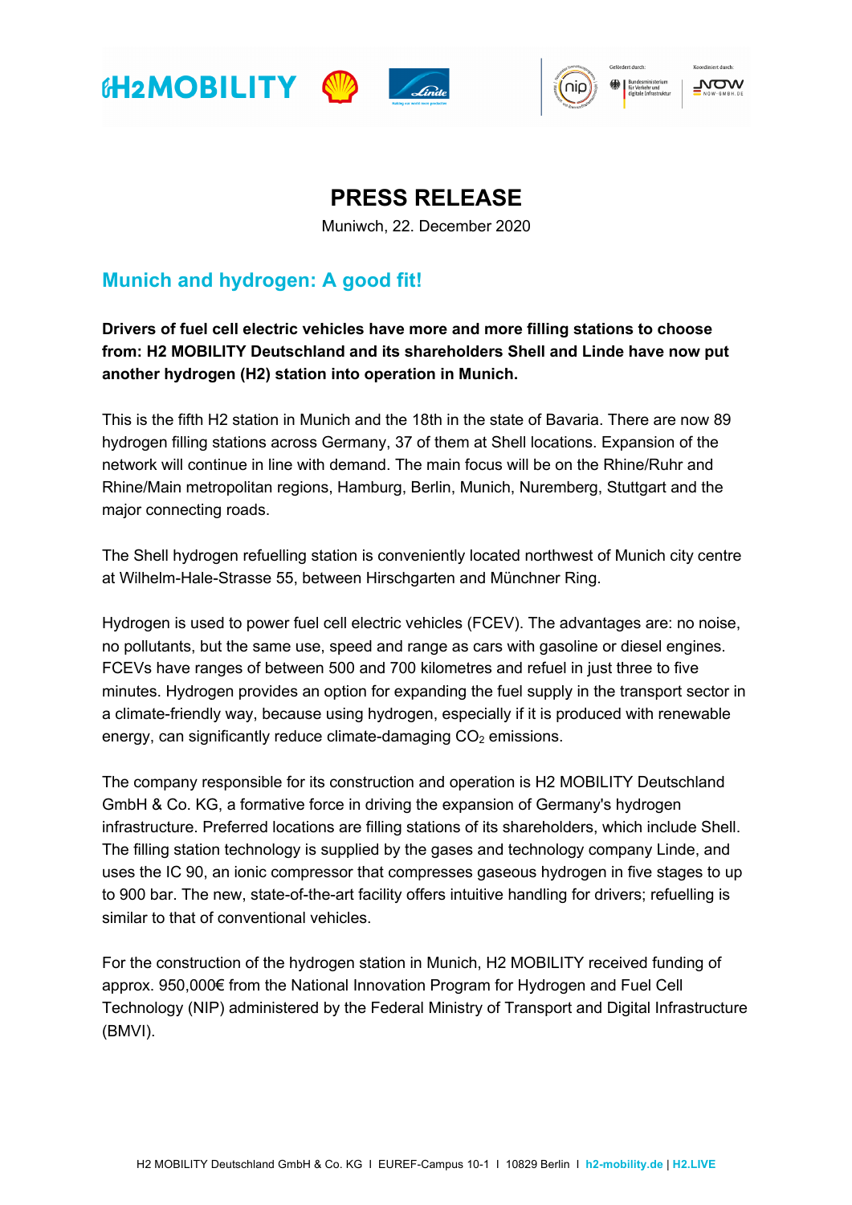# PRESS RELEASE

Muniwch, 22. December 2020

## Munich and hydrogen: A good fit!

**Drivers of fuel cell electric vehicles have more and more filling stations to choose from: H2 MOBILITY Deutschland and its shareholders Shell and Linde have now put another hydrogen (H2) station into operation in Munich.**

This is the fifth H2 station in Munich and the 18th in the state of Bavaria. There are now 89 hydrogen filling stations across Germany, 37 of them at Shell locations. Expansion of the network will continue in line with demand. The main focus will be on the Rhine/Ruhr and Rhine/Main metropolitan regions, Hamburg, Berlin, Munich, Nuremberg, Stuttgart and the major connecting roads.

The Shell hydrogen refuelling station is conveniently located northwest of Munich city centre at Wilhelm-Hale-Strasse 55, between Hirschgarten and Münchner Ring.

Hydrogen is used to power fuel cell electric vehicles (FCEV). The advantages are: no noise, no pollutants, but the same use, speed and range as cars with gasoline or diesel engines. FCEVs have ranges of between 500 and 700 kilometres and refuel in just three to five minutes. Hydrogen provides an option for expanding the fuel supply in the transport sector in a climate-friendly way, because using hydrogen, especially if it is produced with renewable energy, can significantly reduce climate-damaging $CO_2$ emissions.

The company responsible for its construction and operation is H2 MOBILITY Deutschland GmbH & Co. KG, a formative force in driving the expansion of Germany's hydrogen infrastructure. Preferred locations are filling stations of its shareholders, which include Shell. The filling station technology is supplied by the gases and technology company Linde, and uses the IC 90, an ionic compressor that compresses gaseous hydrogen in five stages to up to 900 bar. The new, state-of-the-art facility offers intuitive handling for drivers; refuelling is similar to that of conventional vehicles.

For the construction of the hydrogen station in Munich, H2 MOBILITY received funding of approx. 950,000€ from the National Innovation Program for Hydrogen and Fuel Cell Technology (NIP) administered by the Federal Ministry of Transport and Digital Infrastructure (BMVI).

H2 MOBILITY Deutschland GmbH & Co. KG I EUREF-Campus 10-1 I 10829 Berlin I h2-mobility.de | H2.LIVE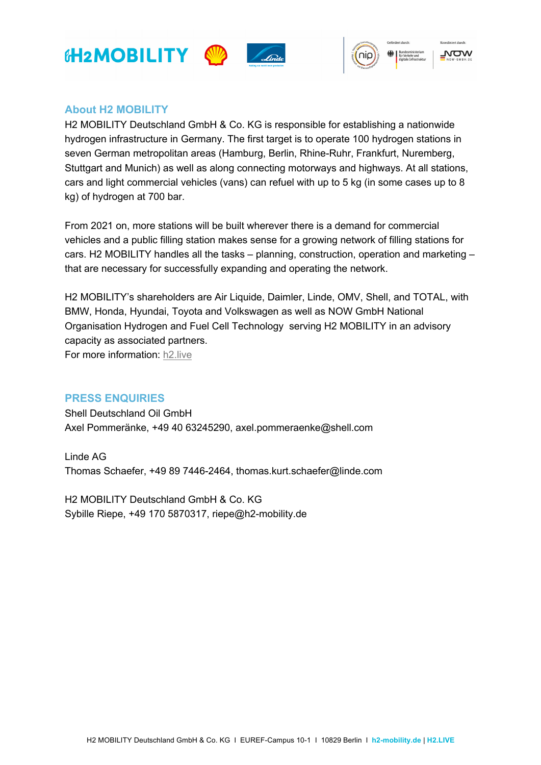## About H2 MOBILITY

H2 MOBILITY Deutschland GmbH & Co. KG is responsible for establishing a nationwide hydrogen infrastructure in Germany. The first target is to operate 100 hydrogen stations in seven German metropolitan areas (Hamburg, Berlin, Rhine-Ruhr, Frankfurt, Nuremberg, Stuttgart and Munich) as well as along connecting motorways and highways. At all stations, cars and light commercial vehicles (vans) can refuel with up to 5 kg (in some cases up to 8 kg) of hydrogen at 700 bar.

From 2021 on, more stations will be built wherever there is a demand for commercial vehicles and a public filling station makes sense for a growing network of filling stations for cars. H2 MOBILITY handles all the tasks – planning, construction, operation and marketing – that are necessary for successfully expanding and operating the network.

H2 MOBILITY's shareholders are Air Liquide, Daimler, Linde, OMV, Shell, and TOTAL, with BMW, Honda, Hyundai, Toyota and Volkswagen as well as NOW GmbH National Organisation Hydrogen and Fuel Cell Technology serving H2 MOBILITY in an advisory capacity as associated partners.
For more information: h2.live

## PRESS ENQUIRIES

Shell Deutschland Oil GmbH
Axel Pommeränke, +49 40 63245290, axel.pommeraenke@shell.com

Linde AG
Thomas Schaefer, +49 89 7446-2464, thomas.kurt.schaefer@linde.com

H2 MOBILITY Deutschland GmbH & Co. KG
Sybille Riepe, +49 170 5870317, riepe@h2-mobility.de